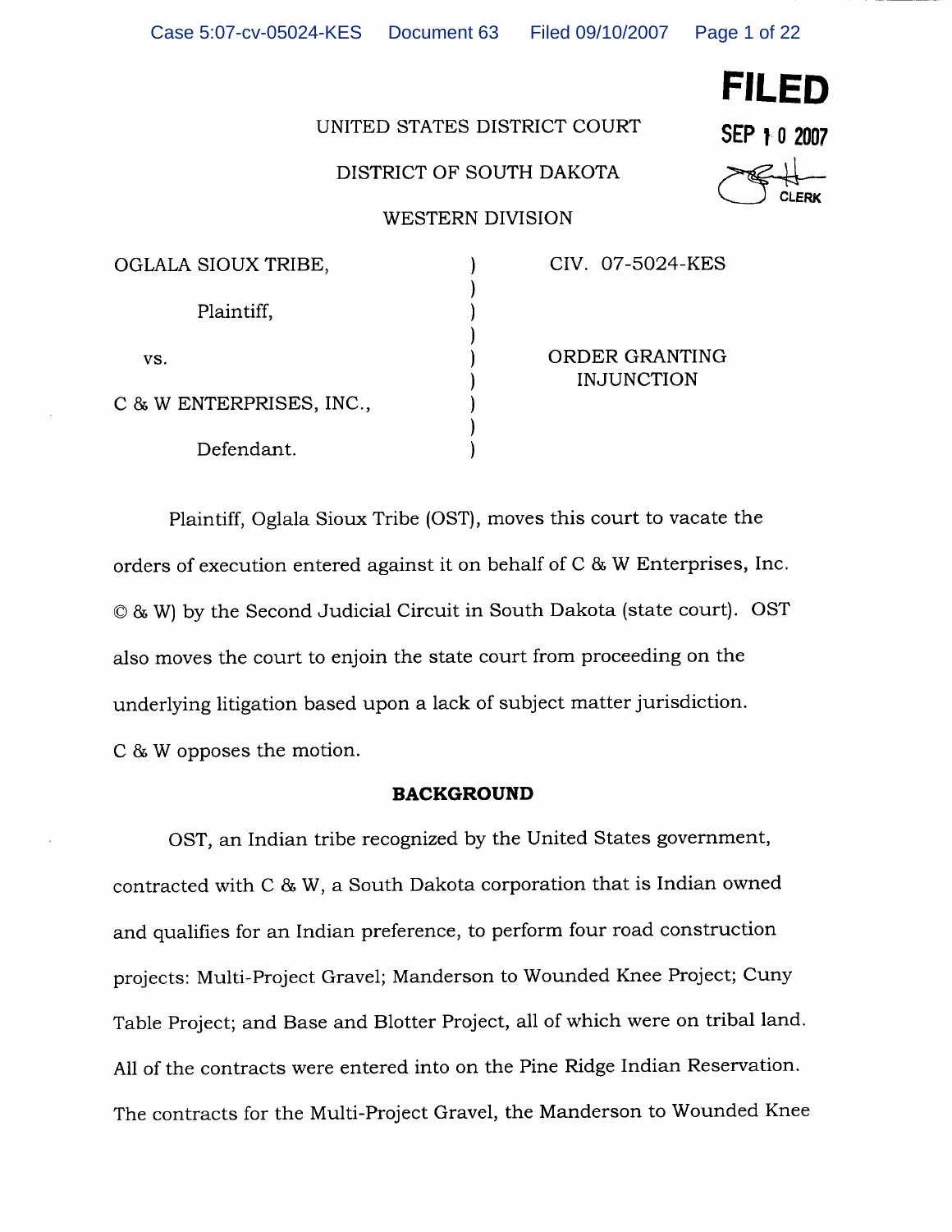FILED

SEP 10 2007

CLERK

UNITED STATES DISTRICT COURT

DISTRICT OF SOUTH DAKOTA

WESTERN DIVISION

| | | |
|---|---|---|
| OGLALA SIOUX TRIBE,<br><br>Plaintiff,<br><br>vs.<br><br>C & W ENTERPRISES, INC.,<br><br>Defendant. | ) | CIV. 07-5024-KES<br><br>ORDER GRANTING INJUNCTION |

Plaintiff, Oglala Sioux Tribe (OST), moves this court to vacate the orders of execution entered against it on behalf of C & W Enterprises, Inc. © & W) by the Second Judicial Circuit in South Dakota (state court). OST also moves the court to enjoin the state court from proceeding on the underlying litigation based upon a lack of subject matter jurisdiction. C & W opposes the motion.

**BACKGROUND**

OST, an Indian tribe recognized by the United States government, contracted with C & W, a South Dakota corporation that is Indian owned and qualifies for an Indian preference, to perform four road construction projects: Multi-Project Gravel; Manderson to Wounded Knee Project; Cuny Table Project; and Base and Blotter Project, all of which were on tribal land. All of the contracts were entered into on the Pine Ridge Indian Reservation. The contracts for the Multi-Project Gravel, the Manderson to Wounded Knee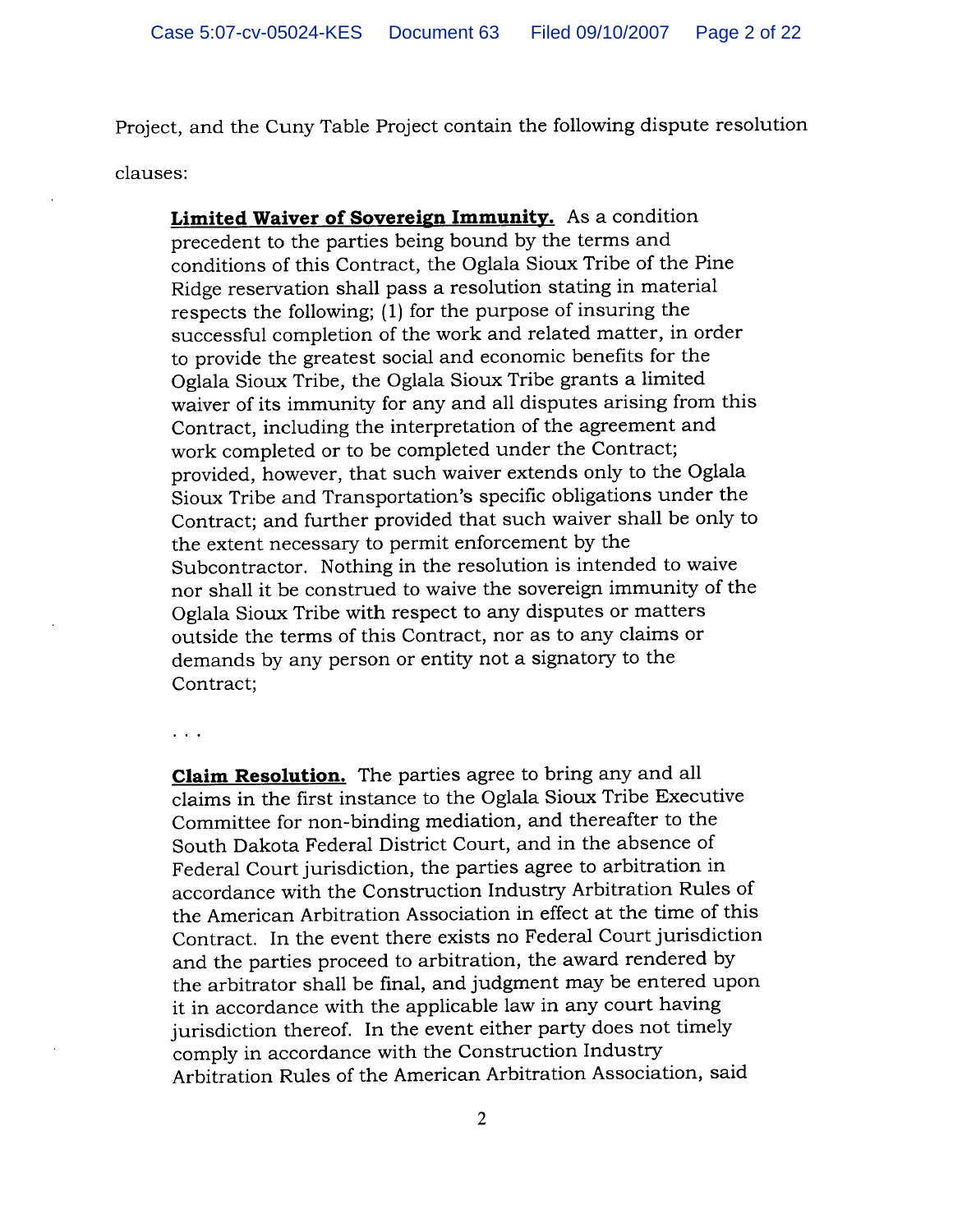Project, and the Cuny Table Project contain the following dispute resolution clauses:

> **Limited Waiver of Sovereign Immunity.** As a condition precedent to the parties being bound by the terms and conditions of this Contract, the Oglala Sioux Tribe of the Pine Ridge reservation shall pass a resolution stating in material respects the following; (1) for the purpose of insuring the successful completion of the work and related matter, in order to provide the greatest social and economic benefits for the Oglala Sioux Tribe, the Oglala Sioux Tribe grants a limited waiver of its immunity for any and all disputes arising from this Contract, including the interpretation of the agreement and work completed or to be completed under the Contract; provided, however, that such waiver extends only to the Oglala Sioux Tribe and Transportation's specific obligations under the Contract; and further provided that such waiver shall be only to the extent necessary to permit enforcement by the Subcontractor. Nothing in the resolution is intended to waive nor shall it be construed to waive the sovereign immunity of the Oglala Sioux Tribe with respect to any disputes or matters outside the terms of this Contract, nor as to any claims or demands by any person or entity not a signatory to the Contract;
>
> . . .
>
> **Claim Resolution.** The parties agree to bring any and all claims in the first instance to the Oglala Sioux Tribe Executive Committee for non-binding mediation, and thereafter to the South Dakota Federal District Court, and in the absence of Federal Court jurisdiction, the parties agree to arbitration in accordance with the Construction Industry Arbitration Rules of the American Arbitration Association in effect at the time of this Contract. In the event there exists no Federal Court jurisdiction and the parties proceed to arbitration, the award rendered by the arbitrator shall be final, and judgment may be entered upon it in accordance with the applicable law in any court having jurisdiction thereof. In the event either party does not timely comply in accordance with the Construction Industry Arbitration Rules of the American Arbitration Association, said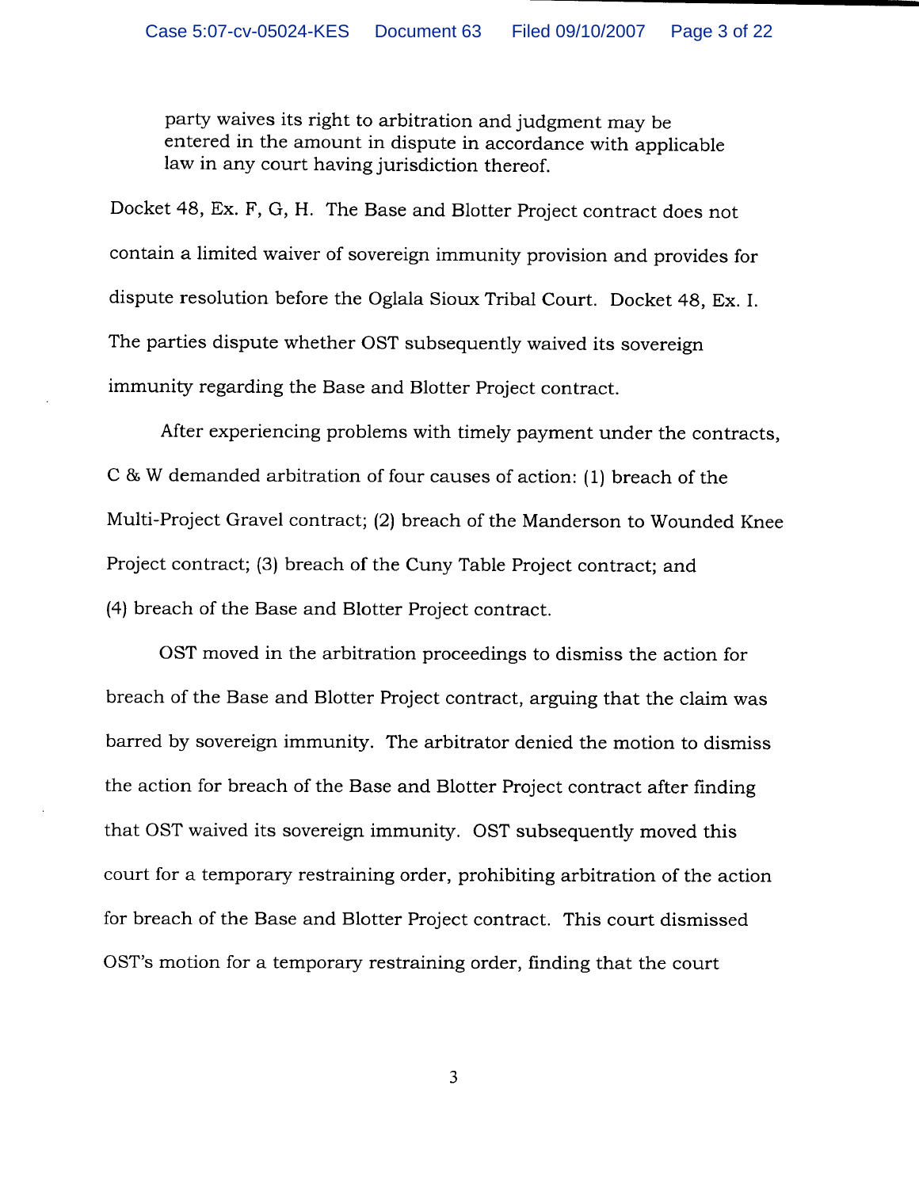> party waives its right to arbitration and judgment may be entered in the amount in dispute in accordance with applicable law in any court having jurisdiction thereof.

Docket 48, Ex. F, G, H. The Base and Blotter Project contract does not contain a limited waiver of sovereign immunity provision and provides for dispute resolution before the Oglala Sioux Tribal Court. Docket 48, Ex. I. The parties dispute whether OST subsequently waived its sovereign immunity regarding the Base and Blotter Project contract.

After experiencing problems with timely payment under the contracts, C & W demanded arbitration of four causes of action: (1) breach of the Multi-Project Gravel contract; (2) breach of the Manderson to Wounded Knee Project contract; (3) breach of the Cuny Table Project contract; and (4) breach of the Base and Blotter Project contract.

OST moved in the arbitration proceedings to dismiss the action for breach of the Base and Blotter Project contract, arguing that the claim was barred by sovereign immunity. The arbitrator denied the motion to dismiss the action for breach of the Base and Blotter Project contract after finding that OST waived its sovereign immunity. OST subsequently moved this court for a temporary restraining order, prohibiting arbitration of the action for breach of the Base and Blotter Project contract. This court dismissed OST's motion for a temporary restraining order, finding that the court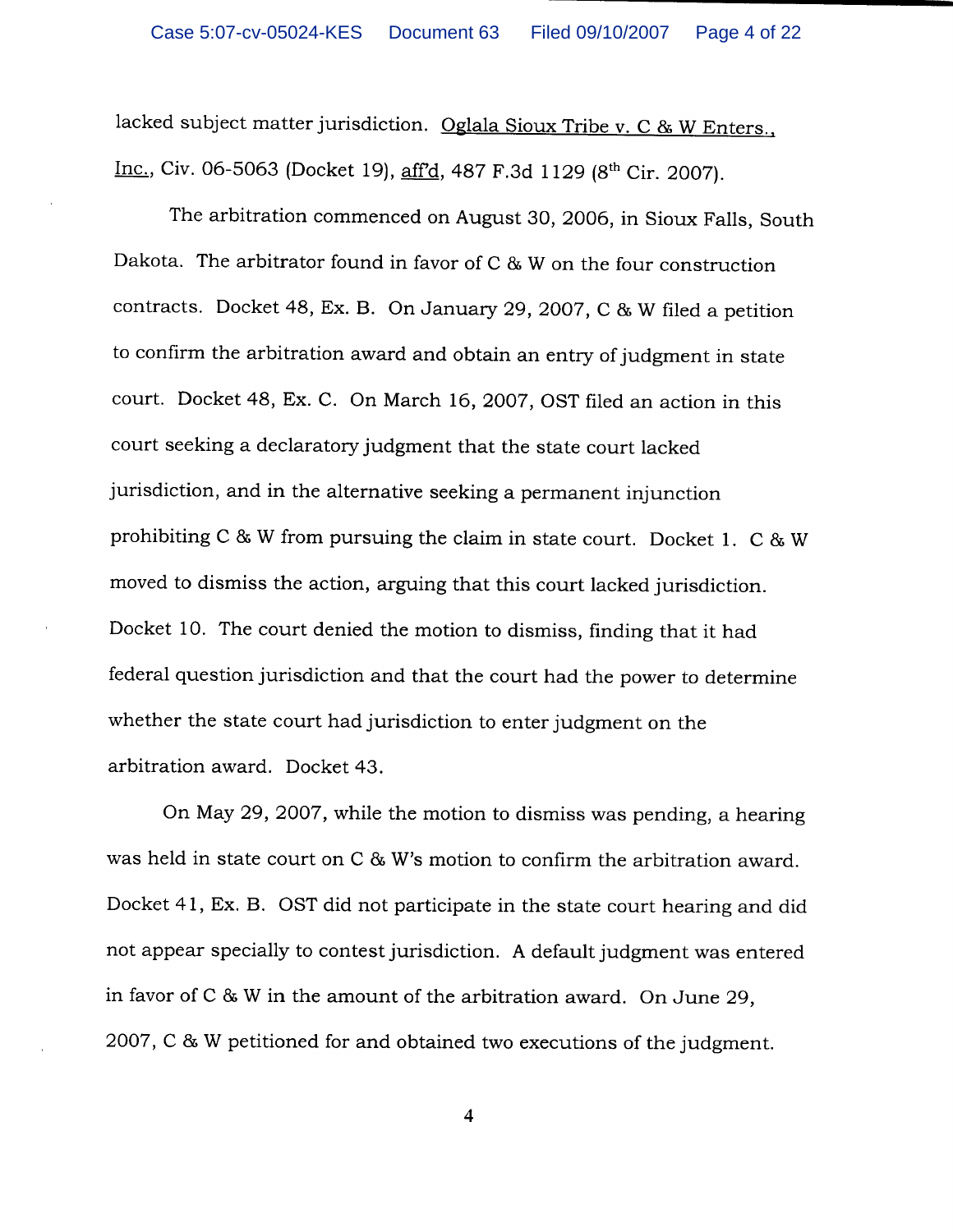lacked subject matter jurisdiction. Oglala Sioux Tribe v. C & W Enters., Inc., Civ. 06-5063 (Docket 19), aff'd, 487 F.3d 1129 (8th Cir. 2007).

The arbitration commenced on August 30, 2006, in Sioux Falls, South Dakota. The arbitrator found in favor of C & W on the four construction contracts. Docket 48, Ex. B. On January 29, 2007, C & W filed a petition to confirm the arbitration award and obtain an entry of judgment in state court. Docket 48, Ex. C. On March 16, 2007, OST filed an action in this court seeking a declaratory judgment that the state court lacked jurisdiction, and in the alternative seeking a permanent injunction prohibiting C & W from pursuing the claim in state court. Docket 1. C & W moved to dismiss the action, arguing that this court lacked jurisdiction. Docket 10. The court denied the motion to dismiss, finding that it had federal question jurisdiction and that the court had the power to determine whether the state court had jurisdiction to enter judgment on the arbitration award. Docket 43.

On May 29, 2007, while the motion to dismiss was pending, a hearing was held in state court on C & W's motion to confirm the arbitration award. Docket 41, Ex. B. OST did not participate in the state court hearing and did not appear specially to contest jurisdiction. A default judgment was entered in favor of C & W in the amount of the arbitration award. On June 29, 2007, C & W petitioned for and obtained two executions of the judgment.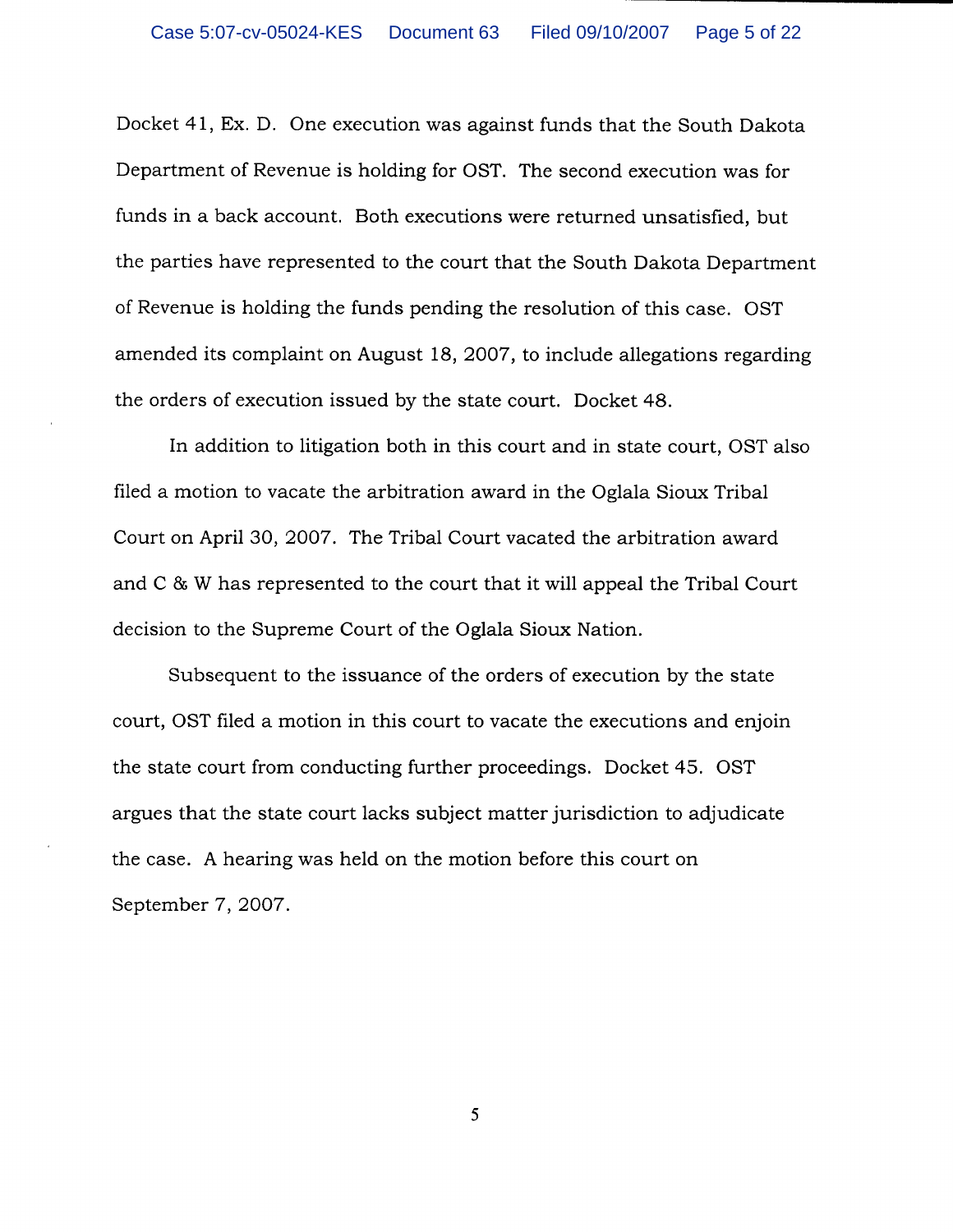Docket 41, Ex. D. One execution was against funds that the South Dakota Department of Revenue is holding for OST. The second execution was for funds in a back account. Both executions were returned unsatisfied, but the parties have represented to the court that the South Dakota Department of Revenue is holding the funds pending the resolution of this case. OST amended its complaint on August 18, 2007, to include allegations regarding the orders of execution issued by the state court. Docket 48.

In addition to litigation both in this court and in state court, OST also filed a motion to vacate the arbitration award in the Oglala Sioux Tribal Court on April 30, 2007. The Tribal Court vacated the arbitration award and C & W has represented to the court that it will appeal the Tribal Court decision to the Supreme Court of the Oglala Sioux Nation.

Subsequent to the issuance of the orders of execution by the state court, OST filed a motion in this court to vacate the executions and enjoin the state court from conducting further proceedings. Docket 45. OST argues that the state court lacks subject matter jurisdiction to adjudicate the case. A hearing was held on the motion before this court on September 7, 2007.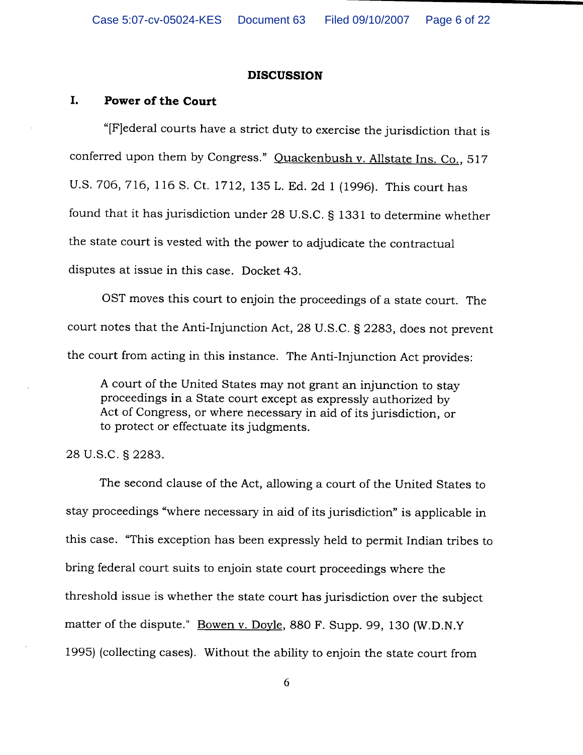## DISCUSSION

### I. Power of the Court

"[F]ederal courts have a strict duty to exercise the jurisdiction that is conferred upon them by Congress." Quackenbush v. Allstate Ins. Co., 517 U.S. 706, 716, 116 S. Ct. 1712, 135 L. Ed. 2d 1 (1996). This court has found that it has jurisdiction under 28 U.S.C. § 1331 to determine whether the state court is vested with the power to adjudicate the contractual disputes at issue in this case. Docket 43.

OST moves this court to enjoin the proceedings of a state court. The court notes that the Anti-Injunction Act, 28 U.S.C. § 2283, does not prevent the court from acting in this instance. The Anti-Injunction Act provides:

> A court of the United States may not grant an injunction to stay proceedings in a State court except as expressly authorized by Act of Congress, or where necessary in aid of its jurisdiction, or to protect or effectuate its judgments.

28 U.S.C. § 2283.

The second clause of the Act, allowing a court of the United States to stay proceedings "where necessary in aid of its jurisdiction" is applicable in this case. "This exception has been expressly held to permit Indian tribes to bring federal court suits to enjoin state court proceedings where the threshold issue is whether the state court has jurisdiction over the subject matter of the dispute." Bowen v. Doyle, 880 F. Supp. 99, 130 (W.D.N.Y 1995) (collecting cases). Without the ability to enjoin the state court from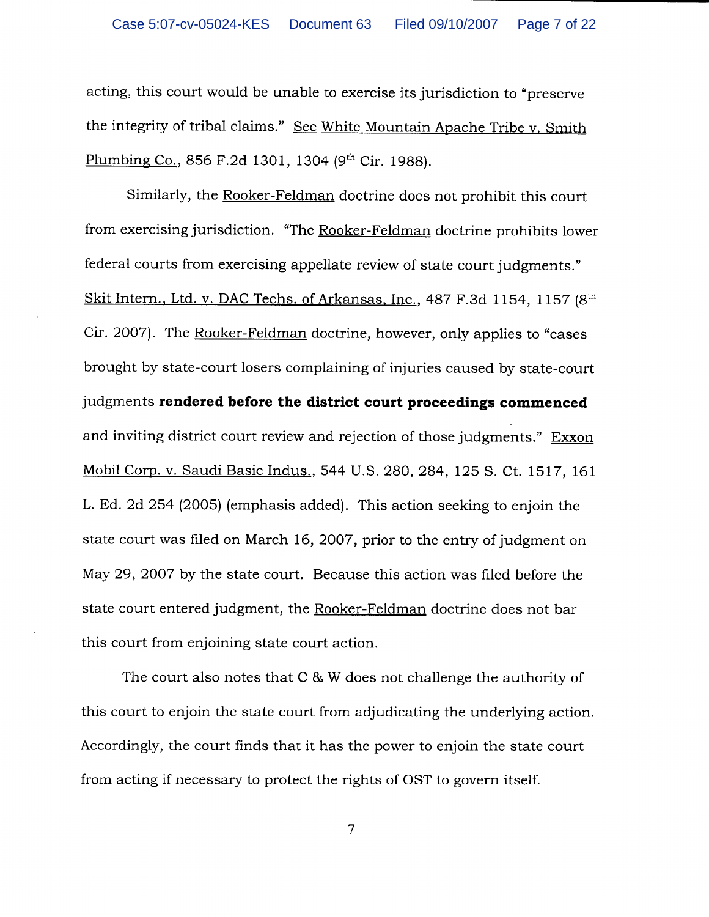acting, this court would be unable to exercise its jurisdiction to "preserve the integrity of tribal claims." See White Mountain Apache Tribe v. Smith Plumbing Co., 856 F.2d 1301, 1304 (9th Cir. 1988).

Similarly, the Rooker-Feldman doctrine does not prohibit this court from exercising jurisdiction. "The Rooker-Feldman doctrine prohibits lower federal courts from exercising appellate review of state court judgments." Skit Intern., Ltd. v. DAC Techs. of Arkansas, Inc., 487 F.3d 1154, 1157 (8th Cir. 2007). The Rooker-Feldman doctrine, however, only applies to "cases brought by state-court losers complaining of injuries caused by state-court judgments **rendered before the district court proceedings commenced** and inviting district court review and rejection of those judgments." Exxon Mobil Corp. v. Saudi Basic Indus., 544 U.S. 280, 284, 125 S. Ct. 1517, 161 L. Ed. 2d 254 (2005) (emphasis added). This action seeking to enjoin the state court was filed on March 16, 2007, prior to the entry of judgment on May 29, 2007 by the state court. Because this action was filed before the state court entered judgment, the Rooker-Feldman doctrine does not bar this court from enjoining state court action.

The court also notes that C & W does not challenge the authority of this court to enjoin the state court from adjudicating the underlying action. Accordingly, the court finds that it has the power to enjoin the state court from acting if necessary to protect the rights of OST to govern itself.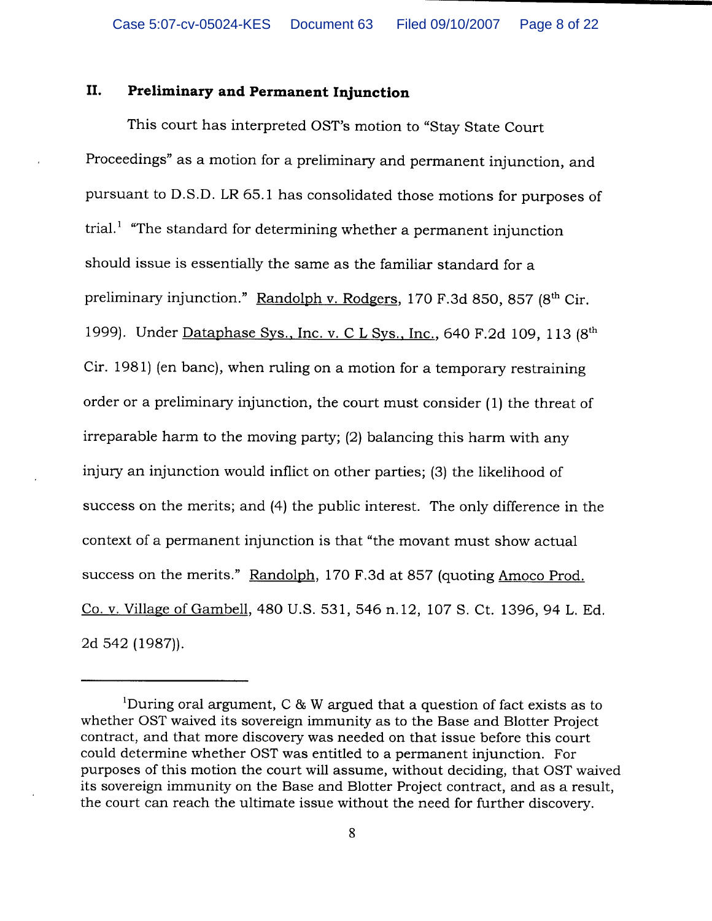## II. Preliminary and Permanent Injunction

This court has interpreted OST's motion to "Stay State Court Proceedings" as a motion for a preliminary and permanent injunction, and pursuant to D.S.D. LR 65.1 has consolidated those motions for purposes of trial.[1] "The standard for determining whether a permanent injunction should issue is essentially the same as the familiar standard for a preliminary injunction." Randolph v. Rodgers, 170 F.3d 850, 857 (8th Cir. 1999). Under Dataphase Sys., Inc. v. C L Sys., Inc., 640 F.2d 109, 113 (8th Cir. 1981) (en banc), when ruling on a motion for a temporary restraining order or a preliminary injunction, the court must consider (1) the threat of irreparable harm to the moving party; (2) balancing this harm with any injury an injunction would inflict on other parties; (3) the likelihood of success on the merits; and (4) the public interest. The only difference in the context of a permanent injunction is that "the movant must show actual success on the merits." Randolph, 170 F.3d at 857 (quoting Amoco Prod. Co. v. Village of Gambell, 480 U.S. 531, 546 n.12, 107 S. Ct. 1396, 94 L. Ed. 2d 542 (1987)).

---

[1] During oral argument, C & W argued that a question of fact exists as to whether OST waived its sovereign immunity as to the Base and Blotter Project contract, and that more discovery was needed on that issue before this court could determine whether OST was entitled to a permanent injunction. For purposes of this motion the court will assume, without deciding, that OST waived its sovereign immunity on the Base and Blotter Project contract, and as a result, the court can reach the ultimate issue without the need for further discovery.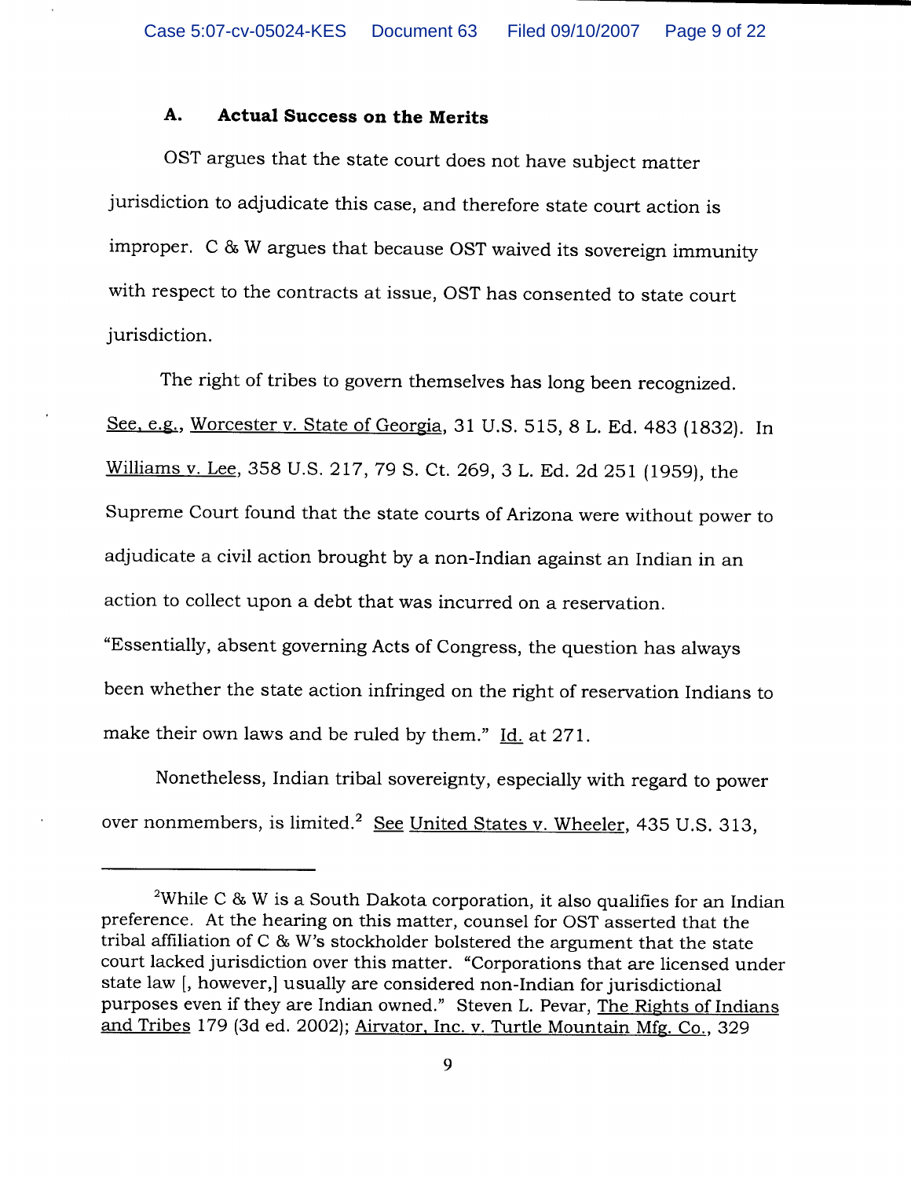### A. Actual Success on the Merits

OST argues that the state court does not have subject matter jurisdiction to adjudicate this case, and therefore state court action is improper. C & W argues that because OST waived its sovereign immunity with respect to the contracts at issue, OST has consented to state court jurisdiction.

The right of tribes to govern themselves has long been recognized. See, e.g., Worcester v. State of Georgia, 31 U.S. 515, 8 L. Ed. 483 (1832). In Williams v. Lee, 358 U.S. 217, 79 S. Ct. 269, 3 L. Ed. 2d 251 (1959), the Supreme Court found that the state courts of Arizona were without power to adjudicate a civil action brought by a non-Indian against an Indian in an action to collect upon a debt that was incurred on a reservation. "Essentially, absent governing Acts of Congress, the question has always been whether the state action infringed on the right of reservation Indians to make their own laws and be ruled by them." Id. at 271.

Nonetheless, Indian tribal sovereignty, especially with regard to power over nonmembers, is limited.[2] See United States v. Wheeler, 435 U.S. 313,

---

[2]While C & W is a South Dakota corporation, it also qualifies for an Indian preference. At the hearing on this matter, counsel for OST asserted that the tribal affiliation of C & W's stockholder bolstered the argument that the state court lacked jurisdiction over this matter. "Corporations that are licensed under state law [, however,] usually are considered non-Indian for jurisdictional purposes even if they are Indian owned." Steven L. Pevar, The Rights of Indians and Tribes 179 (3d ed. 2002); Airvator, Inc. v. Turtle Mountain Mfg. Co., 329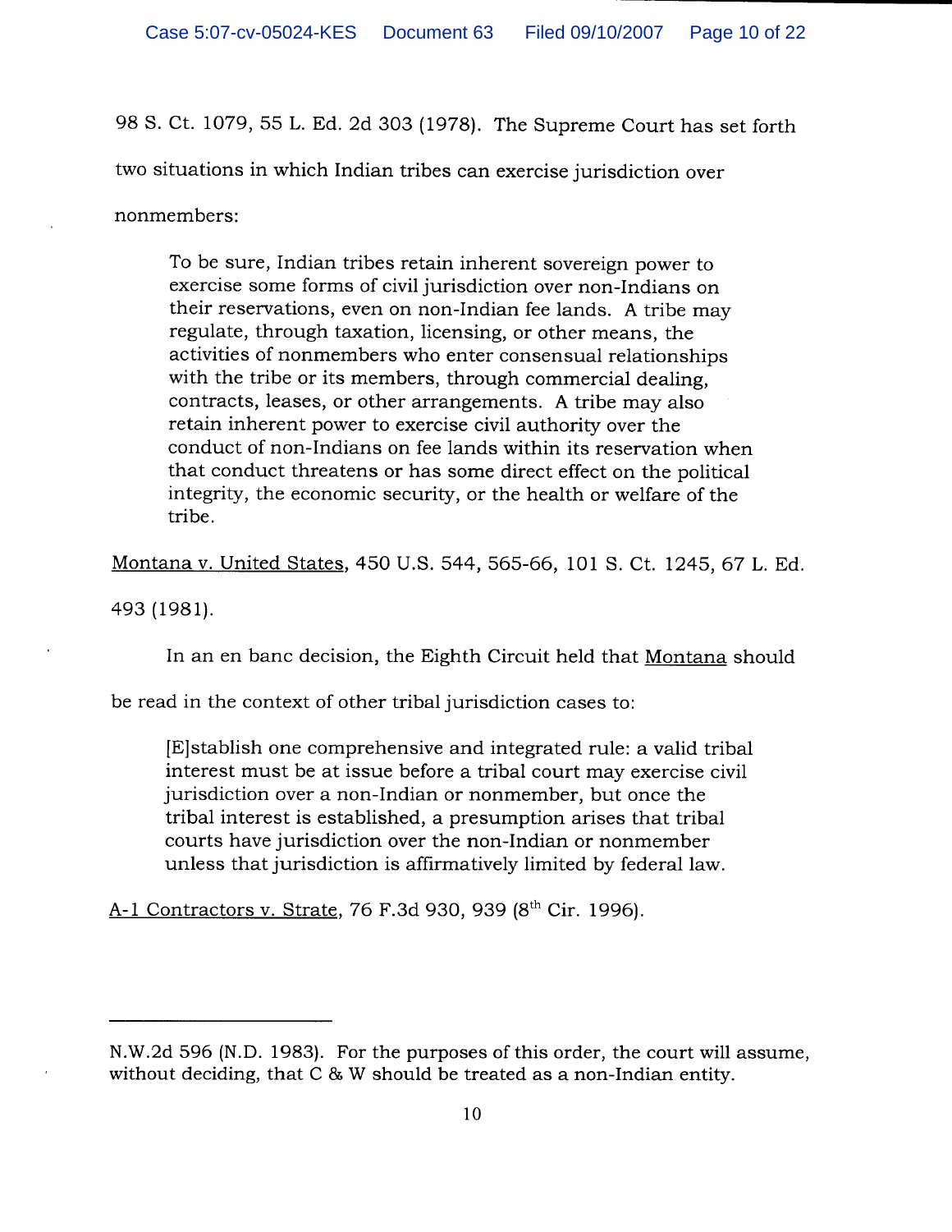98 S. Ct. 1079, 55 L. Ed. 2d 303 (1978). The Supreme Court has set forth two situations in which Indian tribes can exercise jurisdiction over nonmembers:

> To be sure, Indian tribes retain inherent sovereign power to exercise some forms of civil jurisdiction over non-Indians on their reservations, even on non-Indian fee lands. A tribe may regulate, through taxation, licensing, or other means, the activities of nonmembers who enter consensual relationships with the tribe or its members, through commercial dealing, contracts, leases, or other arrangements. A tribe may also retain inherent power to exercise civil authority over the conduct of non-Indians on fee lands within its reservation when that conduct threatens or has some direct effect on the political integrity, the economic security, or the health or welfare of the tribe.

Montana v. United States, 450 U.S. 544, 565-66, 101 S. Ct. 1245, 67 L. Ed. 493 (1981).

In an en banc decision, the Eighth Circuit held that Montana should be read in the context of other tribal jurisdiction cases to:

> [E]stablish one comprehensive and integrated rule: a valid tribal interest must be at issue before a tribal court may exercise civil jurisdiction over a non-Indian or nonmember, but once the tribal interest is established, a presumption arises that tribal courts have jurisdiction over the non-Indian or nonmember unless that jurisdiction is affirmatively limited by federal law.

A-1 Contractors v. Strate, 76 F.3d 930, 939 (8th Cir. 1996).

---

N.W.2d 596 (N.D. 1983). For the purposes of this order, the court will assume, without deciding, that C & W should be treated as a non-Indian entity.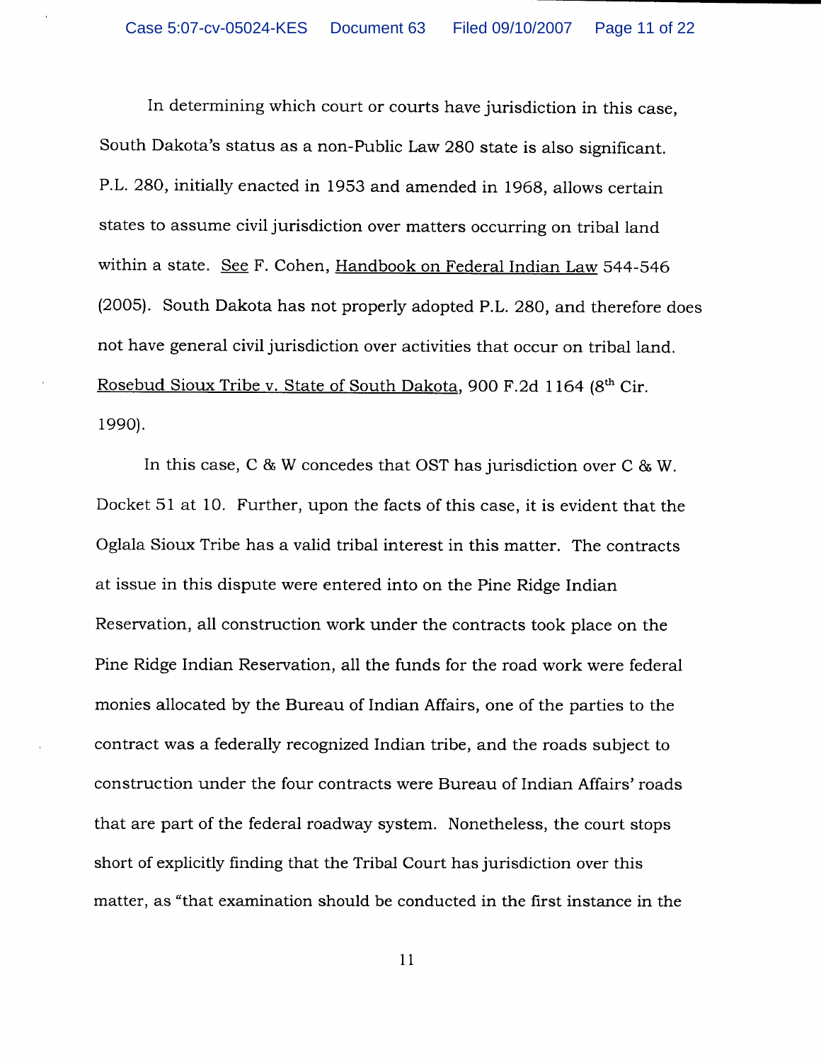In determining which court or courts have jurisdiction in this case, South Dakota's status as a non-Public Law 280 state is also significant. P.L. 280, initially enacted in 1953 and amended in 1968, allows certain states to assume civil jurisdiction over matters occurring on tribal land within a state. See F. Cohen, Handbook on Federal Indian Law 544-546 (2005). South Dakota has not properly adopted P.L. 280, and therefore does not have general civil jurisdiction over activities that occur on tribal land. Rosebud Sioux Tribe v. State of South Dakota, 900 F.2d 1164 (8th Cir. 1990).

In this case, C & W concedes that OST has jurisdiction over C & W. Docket 51 at 10. Further, upon the facts of this case, it is evident that the Oglala Sioux Tribe has a valid tribal interest in this matter. The contracts at issue in this dispute were entered into on the Pine Ridge Indian Reservation, all construction work under the contracts took place on the Pine Ridge Indian Reservation, all the funds for the road work were federal monies allocated by the Bureau of Indian Affairs, one of the parties to the contract was a federally recognized Indian tribe, and the roads subject to construction under the four contracts were Bureau of Indian Affairs' roads that are part of the federal roadway system. Nonetheless, the court stops short of explicitly finding that the Tribal Court has jurisdiction over this matter, as "that examination should be conducted in the first instance in the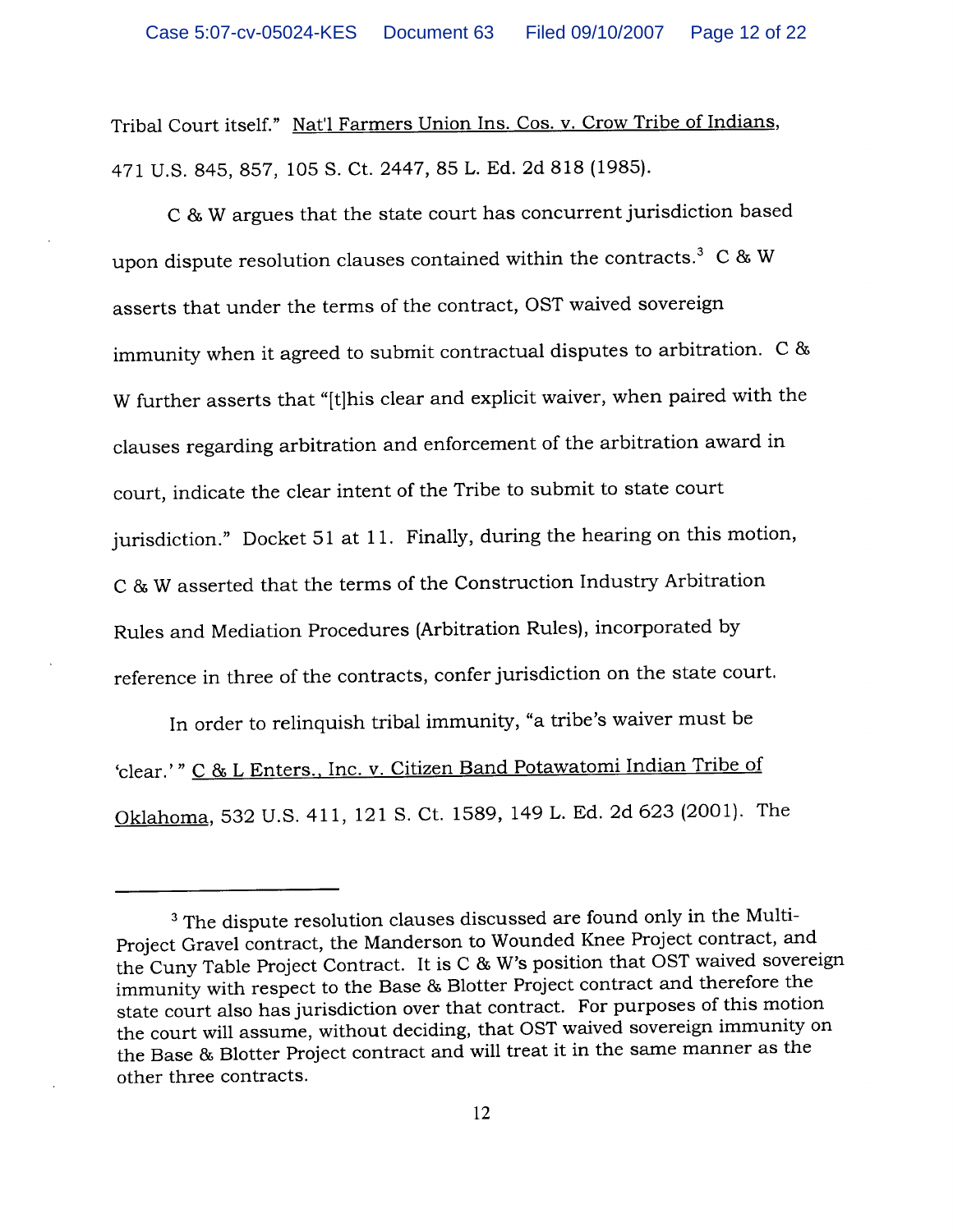Tribal Court itself." Nat'l Farmers Union Ins. Cos. v. Crow Tribe of Indians, 471 U.S. 845, 857, 105 S. Ct. 2447, 85 L. Ed. 2d 818 (1985).

C & W argues that the state court has concurrent jurisdiction based upon dispute resolution clauses contained within the contracts.[3] C & W asserts that under the terms of the contract, OST waived sovereign immunity when it agreed to submit contractual disputes to arbitration. C & W further asserts that "[t]his clear and explicit waiver, when paired with the clauses regarding arbitration and enforcement of the arbitration award in court, indicate the clear intent of the Tribe to submit to state court jurisdiction." Docket 51 at 11. Finally, during the hearing on this motion, C & W asserted that the terms of the Construction Industry Arbitration Rules and Mediation Procedures (Arbitration Rules), incorporated by reference in three of the contracts, confer jurisdiction on the state court.

In order to relinquish tribal immunity, "a tribe's waiver must be 'clear.'" C & L Enters., Inc. v. Citizen Band Potawatomi Indian Tribe of Oklahoma, 532 U.S. 411, 121 S. Ct. 1589, 149 L. Ed. 2d 623 (2001). The

---

[3] The dispute resolution clauses discussed are found only in the Multi-Project Gravel contract, the Manderson to Wounded Knee Project contract, and the Cuny Table Project Contract. It is C & W's position that OST waived sovereign immunity with respect to the Base & Blotter Project contract and therefore the state court also has jurisdiction over that contract. For purposes of this motion the court will assume, without deciding, that OST waived sovereign immunity on the Base & Blotter Project contract and will treat it in the same manner as the other three contracts.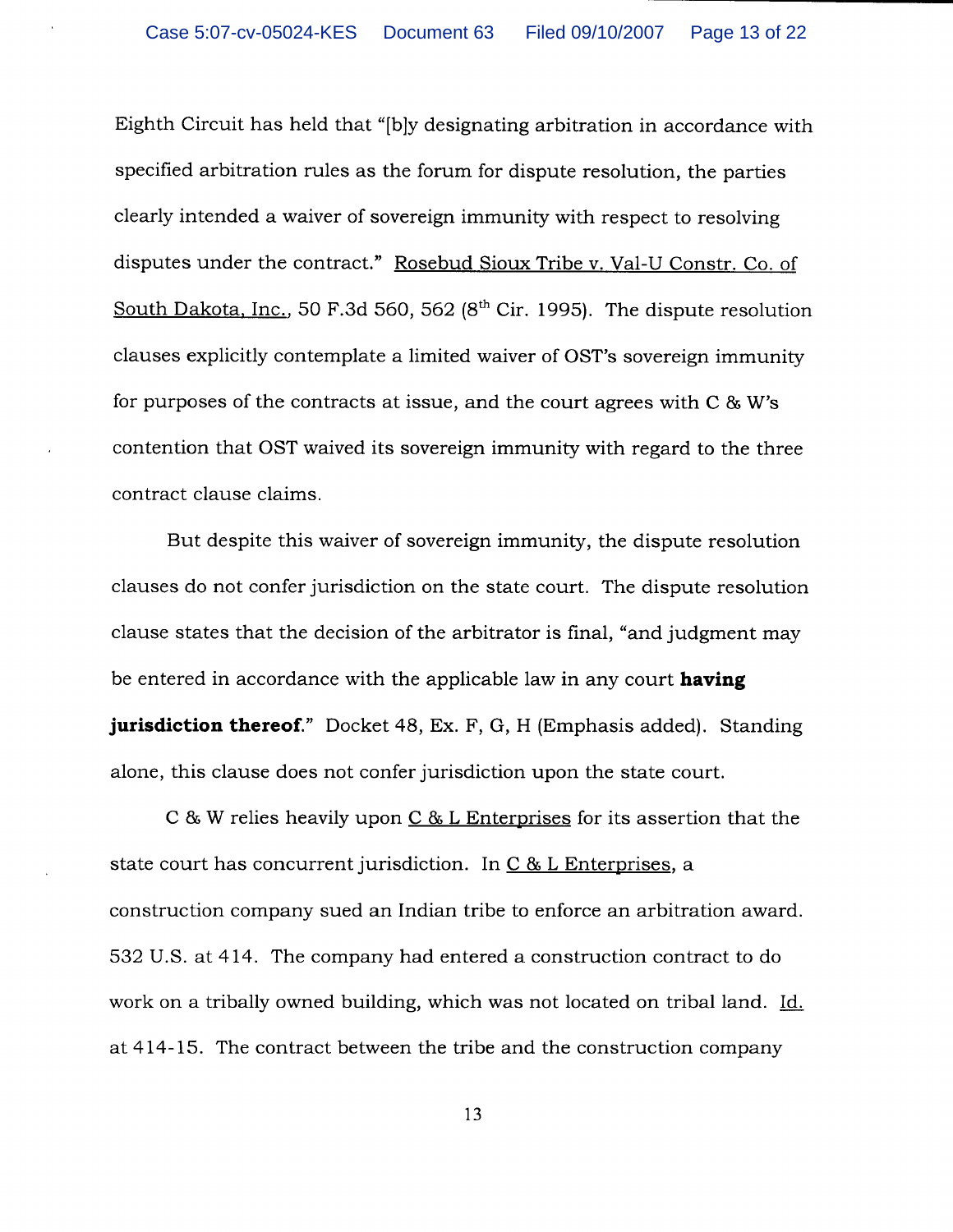Eighth Circuit has held that "[b]y designating arbitration in accordance with specified arbitration rules as the forum for dispute resolution, the parties clearly intended a waiver of sovereign immunity with respect to resolving disputes under the contract." Rosebud Sioux Tribe v. Val-U Constr. Co. of South Dakota, Inc., 50 F.3d 560, 562 (8th Cir. 1995). The dispute resolution clauses explicitly contemplate a limited waiver of OST's sovereign immunity for purposes of the contracts at issue, and the court agrees with C & W's contention that OST waived its sovereign immunity with regard to the three contract clause claims.

But despite this waiver of sovereign immunity, the dispute resolution clauses do not confer jurisdiction on the state court. The dispute resolution clause states that the decision of the arbitrator is final, "and judgment may be entered in accordance with the applicable law in any court **having jurisdiction thereof.**" Docket 48, Ex. F, G, H (Emphasis added). Standing alone, this clause does not confer jurisdiction upon the state court.

C & W relies heavily upon C & L Enterprises for its assertion that the state court has concurrent jurisdiction. In C & L Enterprises, a construction company sued an Indian tribe to enforce an arbitration award. 532 U.S. at 414. The company had entered a construction contract to do work on a tribally owned building, which was not located on tribal land. Id. at 414-15. The contract between the tribe and the construction company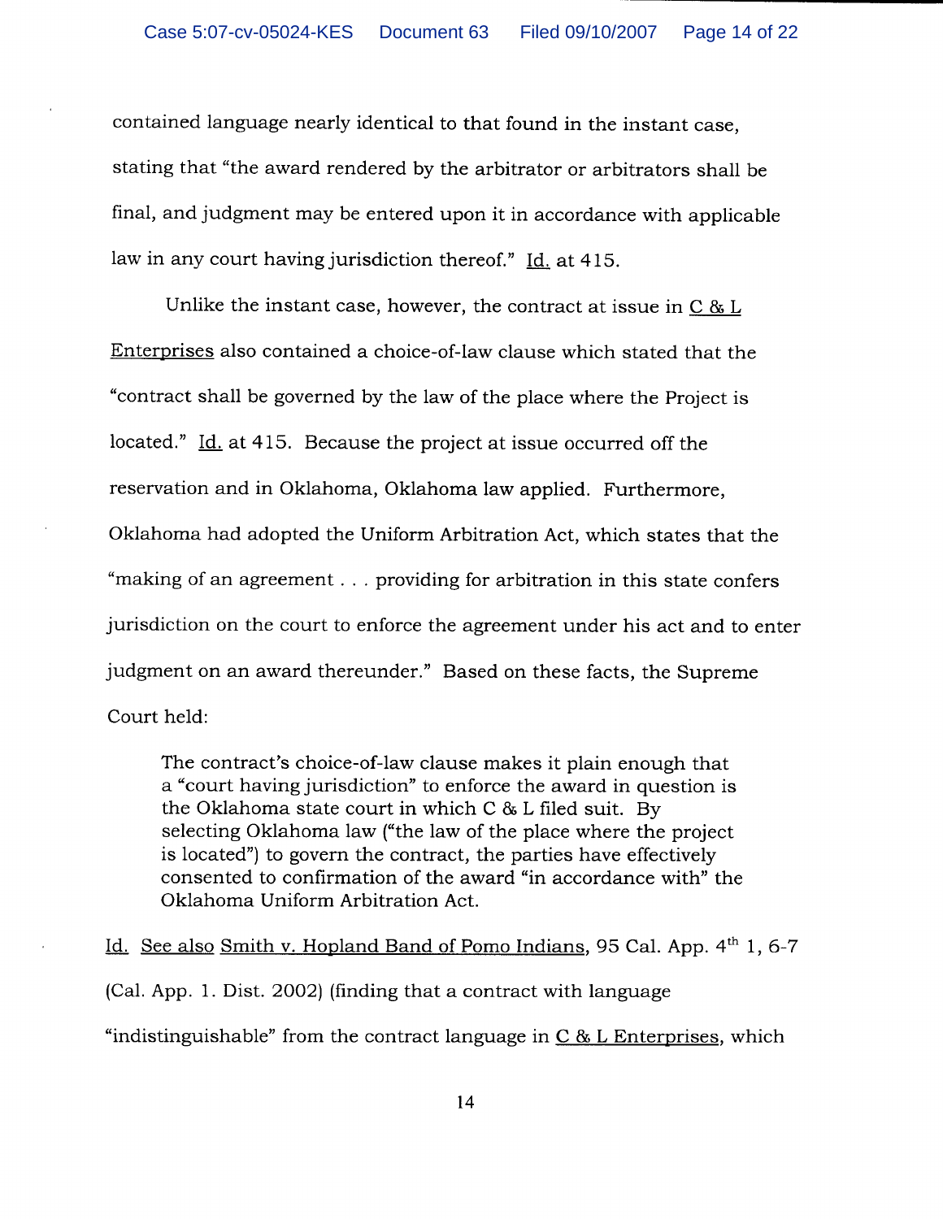contained language nearly identical to that found in the instant case, stating that "the award rendered by the arbitrator or arbitrators shall be final, and judgment may be entered upon it in accordance with applicable law in any court having jurisdiction thereof." Id. at 415.

Unlike the instant case, however, the contract at issue in C & L Enterprises also contained a choice-of-law clause which stated that the "contract shall be governed by the law of the place where the Project is located." Id. at 415. Because the project at issue occurred off the reservation and in Oklahoma, Oklahoma law applied. Furthermore, Oklahoma had adopted the Uniform Arbitration Act, which states that the "making of an agreement . . . providing for arbitration in this state confers jurisdiction on the court to enforce the agreement under his act and to enter judgment on an award thereunder." Based on these facts, the Supreme Court held:

> The contract's choice-of-law clause makes it plain enough that a "court having jurisdiction" to enforce the award in question is the Oklahoma state court in which C & L filed suit. By selecting Oklahoma law ("the law of the place where the project is located") to govern the contract, the parties have effectively consented to confirmation of the award "in accordance with" the Oklahoma Uniform Arbitration Act.

Id. See also Smith v. Hopland Band of Pomo Indians, 95 Cal. App. 4th 1, 6-7 (Cal. App. 1. Dist. 2002) (finding that a contract with language "indistinguishable" from the contract language in C & L Enterprises, which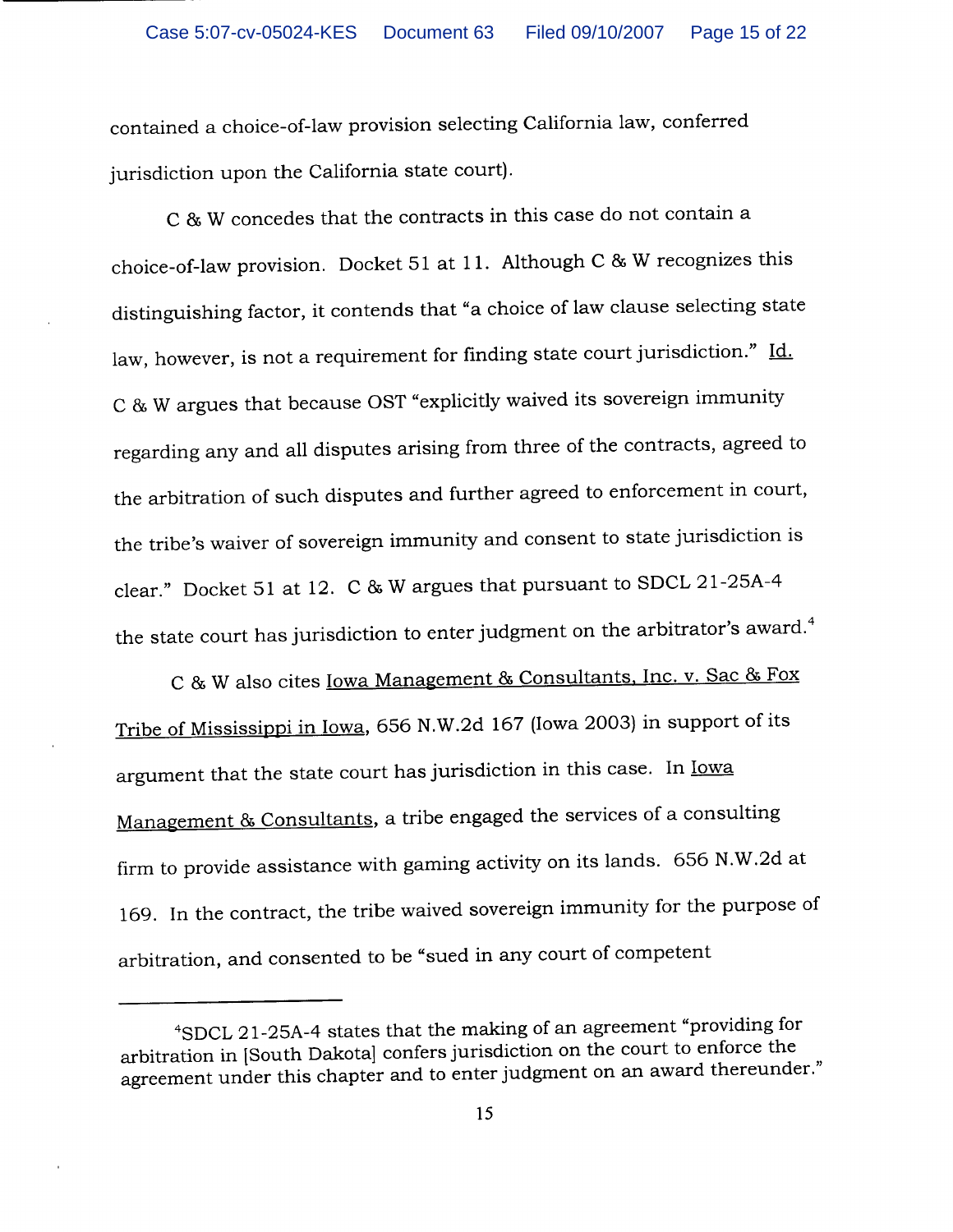contained a choice-of-law provision selecting California law, conferred jurisdiction upon the California state court).

C & W concedes that the contracts in this case do not contain a choice-of-law provision. Docket 51 at 11. Although C & W recognizes this distinguishing factor, it contends that "a choice of law clause selecting state law, however, is not a requirement for finding state court jurisdiction." Id. C & W argues that because OST "explicitly waived its sovereign immunity regarding any and all disputes arising from three of the contracts, agreed to the arbitration of such disputes and further agreed to enforcement in court, the tribe's waiver of sovereign immunity and consent to state jurisdiction is clear." Docket 51 at 12. C & W argues that pursuant to SDCL 21-25A-4 the state court has jurisdiction to enter judgment on the arbitrator's award.[4]

C & W also cites Iowa Management & Consultants, Inc. v. Sac & Fox Tribe of Mississippi in Iowa, 656 N.W.2d 167 (Iowa 2003) in support of its argument that the state court has jurisdiction in this case. In Iowa Management & Consultants, a tribe engaged the services of a consulting firm to provide assistance with gaming activity on its lands. 656 N.W.2d at 169. In the contract, the tribe waived sovereign immunity for the purpose of arbitration, and consented to be "sued in any court of competent

---

[4]SDCL 21-25A-4 states that the making of an agreement "providing for arbitration in [South Dakota] confers jurisdiction on the court to enforce the agreement under this chapter and to enter judgment on an award thereunder."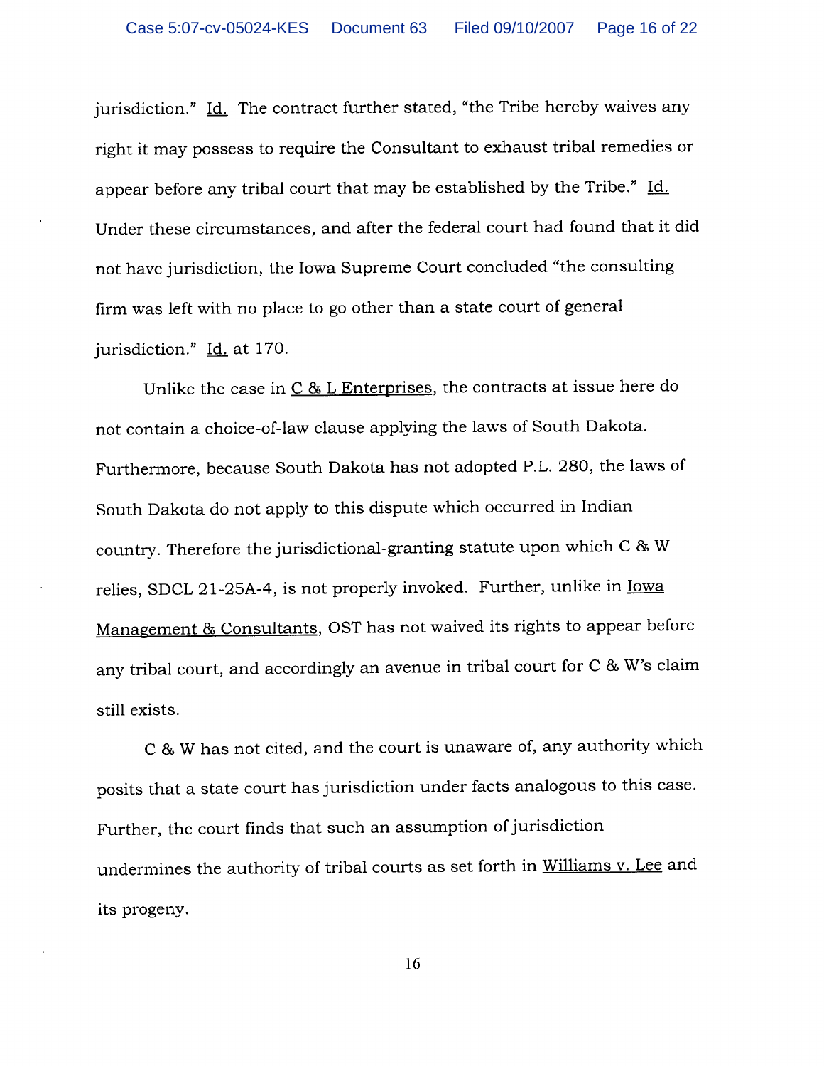jurisdiction." Id. The contract further stated, "the Tribe hereby waives any right it may possess to require the Consultant to exhaust tribal remedies or appear before any tribal court that may be established by the Tribe." Id. Under these circumstances, and after the federal court had found that it did not have jurisdiction, the Iowa Supreme Court concluded "the consulting firm was left with no place to go other than a state court of general jurisdiction." Id. at 170.

Unlike the case in C & L Enterprises, the contracts at issue here do not contain a choice-of-law clause applying the laws of South Dakota. Furthermore, because South Dakota has not adopted P.L. 280, the laws of South Dakota do not apply to this dispute which occurred in Indian country. Therefore the jurisdictional-granting statute upon which C & W relies, SDCL 21-25A-4, is not properly invoked. Further, unlike in Iowa Management & Consultants, OST has not waived its rights to appear before any tribal court, and accordingly an avenue in tribal court for C & W's claim still exists.

C & W has not cited, and the court is unaware of, any authority which posits that a state court has jurisdiction under facts analogous to this case. Further, the court finds that such an assumption of jurisdiction undermines the authority of tribal courts as set forth in Williams v. Lee and its progeny.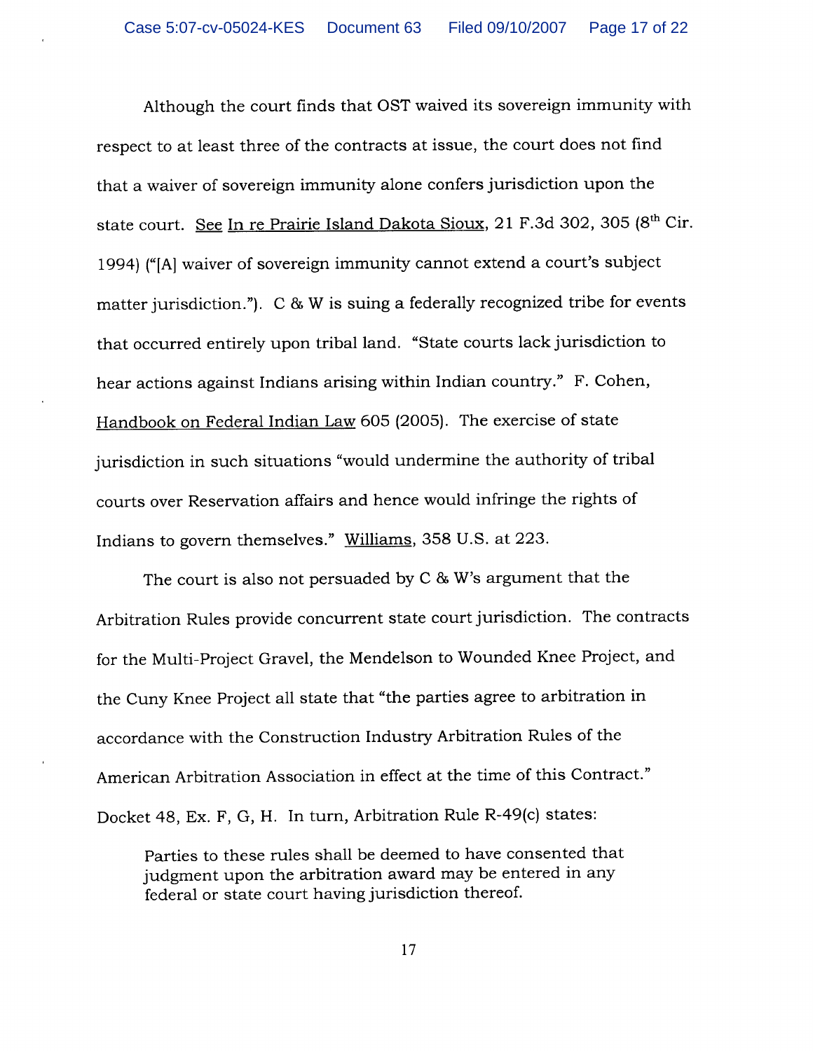Although the court finds that OST waived its sovereign immunity with respect to at least three of the contracts at issue, the court does not find that a waiver of sovereign immunity alone confers jurisdiction upon the state court. See In re Prairie Island Dakota Sioux, 21 F.3d 302, 305 (8th Cir. 1994) ("[A] waiver of sovereign immunity cannot extend a court's subject matter jurisdiction."). C & W is suing a federally recognized tribe for events that occurred entirely upon tribal land. "State courts lack jurisdiction to hear actions against Indians arising within Indian country." F. Cohen, Handbook on Federal Indian Law 605 (2005). The exercise of state jurisdiction in such situations "would undermine the authority of tribal courts over Reservation affairs and hence would infringe the rights of Indians to govern themselves." Williams, 358 U.S. at 223.

The court is also not persuaded by C & W's argument that the Arbitration Rules provide concurrent state court jurisdiction. The contracts for the Multi-Project Gravel, the Mendelson to Wounded Knee Project, and the Cuny Knee Project all state that "the parties agree to arbitration in accordance with the Construction Industry Arbitration Rules of the American Arbitration Association in effect at the time of this Contract." Docket 48, Ex. F, G, H. In turn, Arbitration Rule R-49(c) states:

> Parties to these rules shall be deemed to have consented that judgment upon the arbitration award may be entered in any federal or state court having jurisdiction thereof.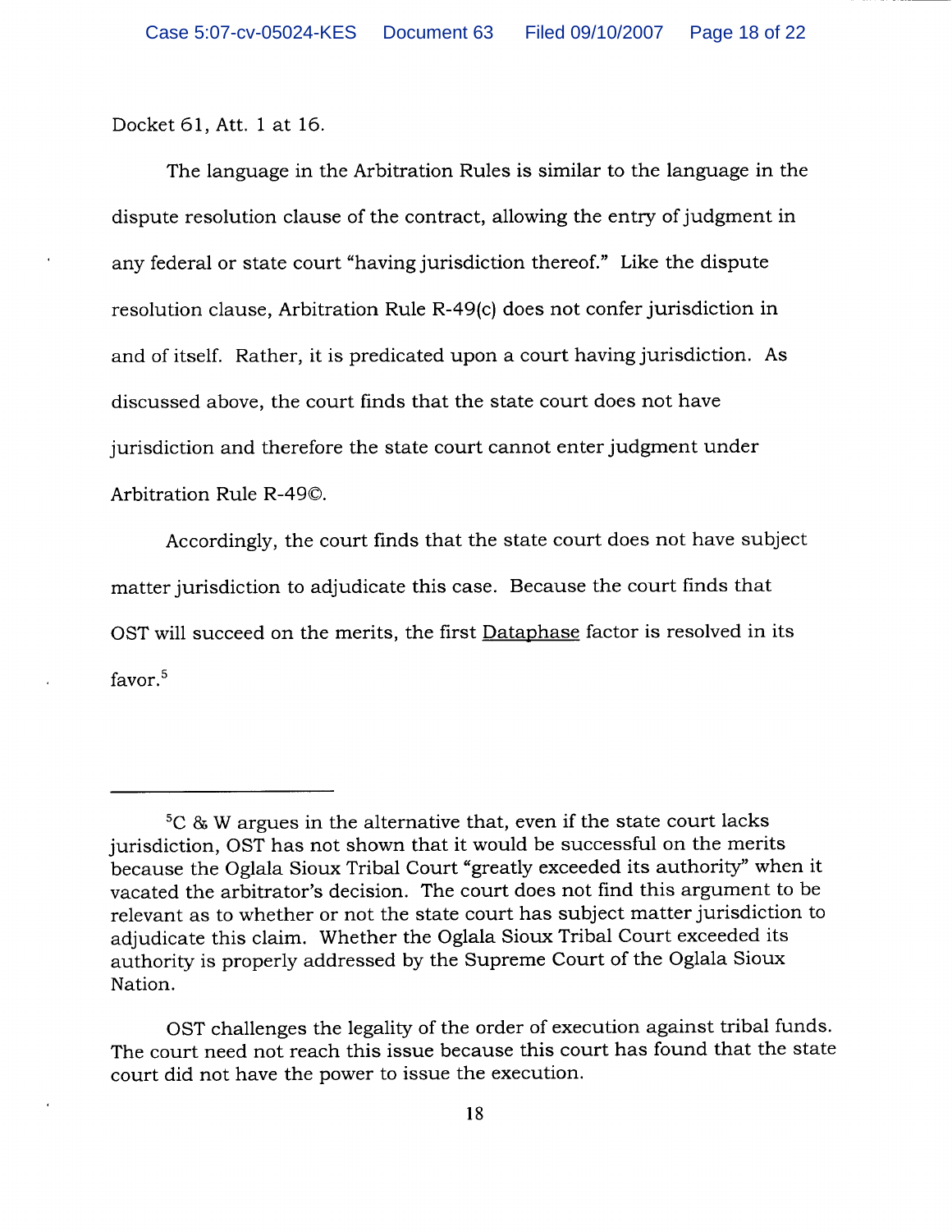Docket 61, Att. 1 at 16.

The language in the Arbitration Rules is similar to the language in the dispute resolution clause of the contract, allowing the entry of judgment in any federal or state court "having jurisdiction thereof." Like the dispute resolution clause, Arbitration Rule R-49(c) does not confer jurisdiction in and of itself. Rather, it is predicated upon a court having jurisdiction. As discussed above, the court finds that the state court does not have jurisdiction and therefore the state court cannot enter judgment under Arbitration Rule R-49©.

Accordingly, the court finds that the state court does not have subject matter jurisdiction to adjudicate this case. Because the court finds that OST will succeed on the merits, the first Dataphase factor is resolved in its favor.[5]

---

[5] C & W argues in the alternative that, even if the state court lacks jurisdiction, OST has not shown that it would be successful on the merits because the Oglala Sioux Tribal Court "greatly exceeded its authority" when it vacated the arbitrator's decision. The court does not find this argument to be relevant as to whether or not the state court has subject matter jurisdiction to adjudicate this claim. Whether the Oglala Sioux Tribal Court exceeded its authority is properly addressed by the Supreme Court of the Oglala Sioux Nation.

OST challenges the legality of the order of execution against tribal funds. The court need not reach this issue because this court has found that the state court did not have the power to issue the execution.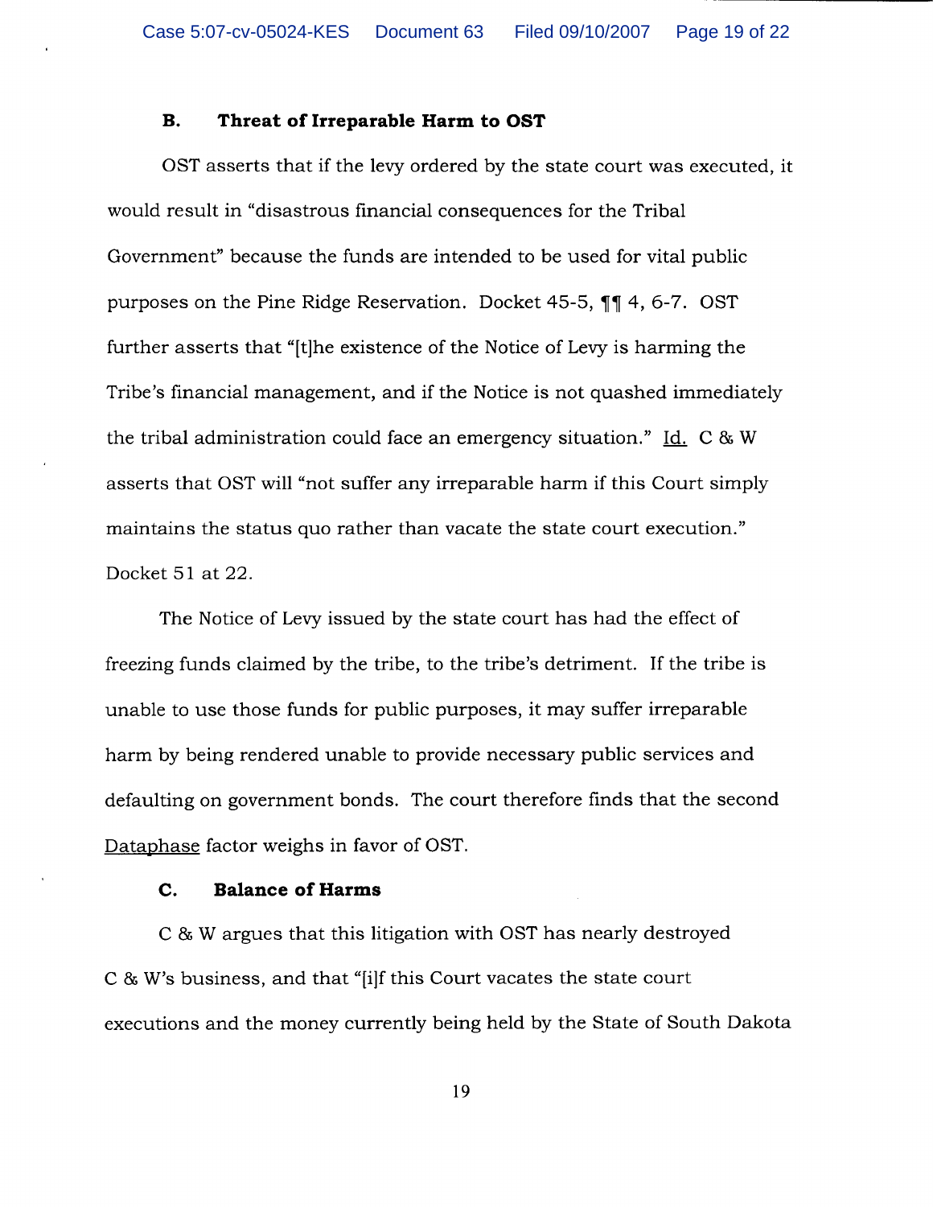### B. Threat of Irreparable Harm to OST

OST asserts that if the levy ordered by the state court was executed, it would result in "disastrous financial consequences for the Tribal Government" because the funds are intended to be used for vital public purposes on the Pine Ridge Reservation. Docket 45-5, ¶¶ 4, 6-7. OST further asserts that "[t]he existence of the Notice of Levy is harming the Tribe's financial management, and if the Notice is not quashed immediately the tribal administration could face an emergency situation." Id. C & W asserts that OST will "not suffer any irreparable harm if this Court simply maintains the status quo rather than vacate the state court execution." Docket 51 at 22.

The Notice of Levy issued by the state court has had the effect of freezing funds claimed by the tribe, to the tribe's detriment. If the tribe is unable to use those funds for public purposes, it may suffer irreparable harm by being rendered unable to provide necessary public services and defaulting on government bonds. The court therefore finds that the second Dataphase factor weighs in favor of OST.

### C. Balance of Harms

C & W argues that this litigation with OST has nearly destroyed C & W's business, and that "[i]f this Court vacates the state court executions and the money currently being held by the State of South Dakota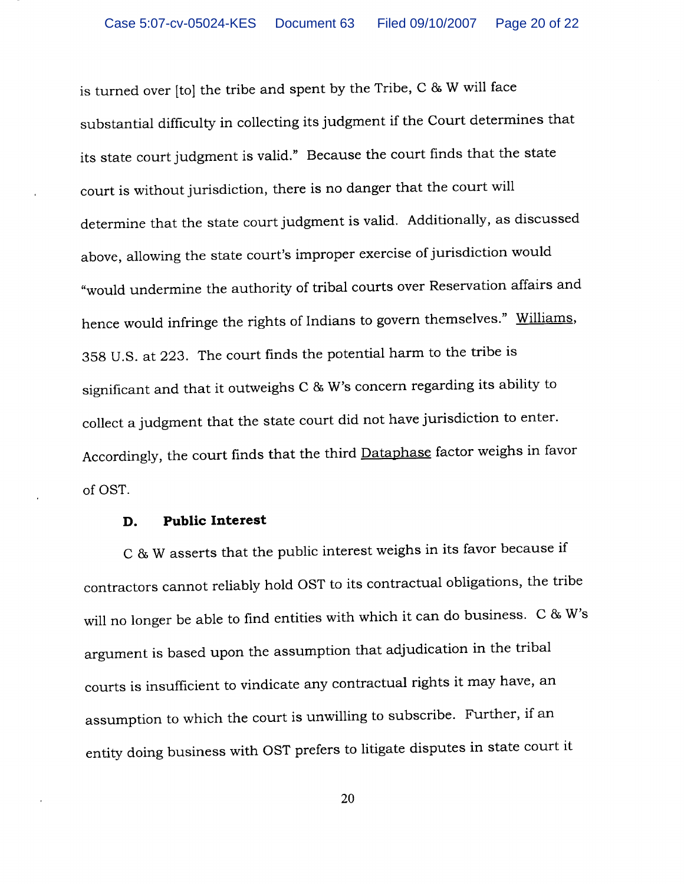is turned over [to] the tribe and spent by the Tribe, C & W will face substantial difficulty in collecting its judgment if the Court determines that its state court judgment is valid." Because the court finds that the state court is without jurisdiction, there is no danger that the court will determine that the state court judgment is valid. Additionally, as discussed above, allowing the state court's improper exercise of jurisdiction would "would undermine the authority of tribal courts over Reservation affairs and hence would infringe the rights of Indians to govern themselves." Williams, 358 U.S. at 223. The court finds the potential harm to the tribe is significant and that it outweighs C & W's concern regarding its ability to collect a judgment that the state court did not have jurisdiction to enter. Accordingly, the court finds that the third Dataphase factor weighs in favor of OST.

### D. Public Interest

C & W asserts that the public interest weighs in its favor because if contractors cannot reliably hold OST to its contractual obligations, the tribe will no longer be able to find entities with which it can do business. C & W's argument is based upon the assumption that adjudication in the tribal courts is insufficient to vindicate any contractual rights it may have, an assumption to which the court is unwilling to subscribe. Further, if an entity doing business with OST prefers to litigate disputes in state court it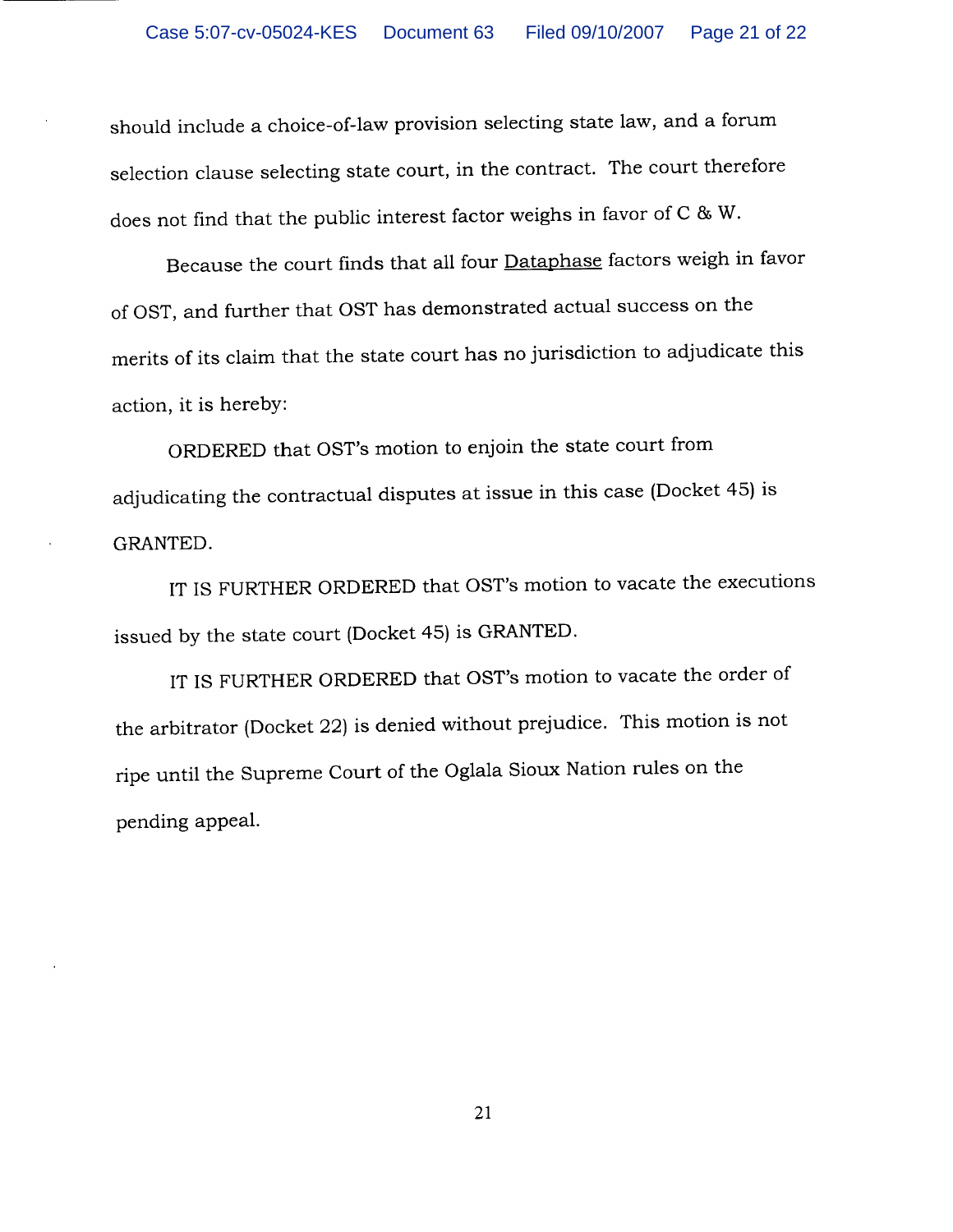should include a choice-of-law provision selecting state law, and a forum selection clause selecting state court, in the contract. The court therefore does not find that the public interest factor weighs in favor of C & W.

Because the court finds that all four <u>Dataphase</u> factors weigh in favor of OST, and further that OST has demonstrated actual success on the merits of its claim that the state court has no jurisdiction to adjudicate this action, it is hereby:

ORDERED that OST's motion to enjoin the state court from adjudicating the contractual disputes at issue in this case (Docket 45) is GRANTED.

IT IS FURTHER ORDERED that OST's motion to vacate the executions issued by the state court (Docket 45) is GRANTED.

IT IS FURTHER ORDERED that OST's motion to vacate the order of the arbitrator (Docket 22) is denied without prejudice. This motion is not ripe until the Supreme Court of the Oglala Sioux Nation rules on the pending appeal.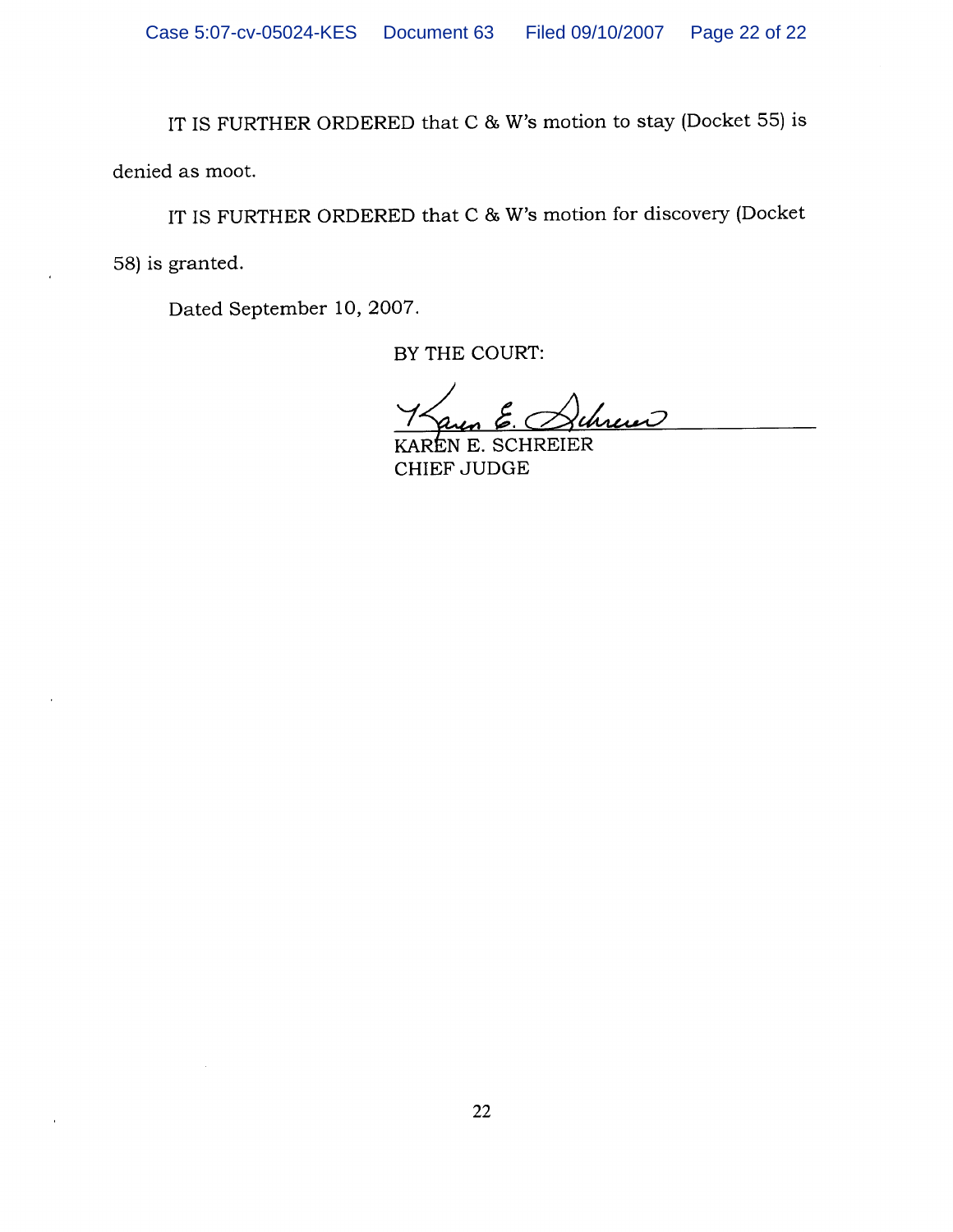IT IS FURTHER ORDERED that C & W's motion to stay (Docket 55) is denied as moot.

IT IS FURTHER ORDERED that C & W's motion for discovery (Docket 58) is granted.

Dated September 10, 2007.

BY THE COURT:

KAREN E. SCHREIER
CHIEF JUDGE